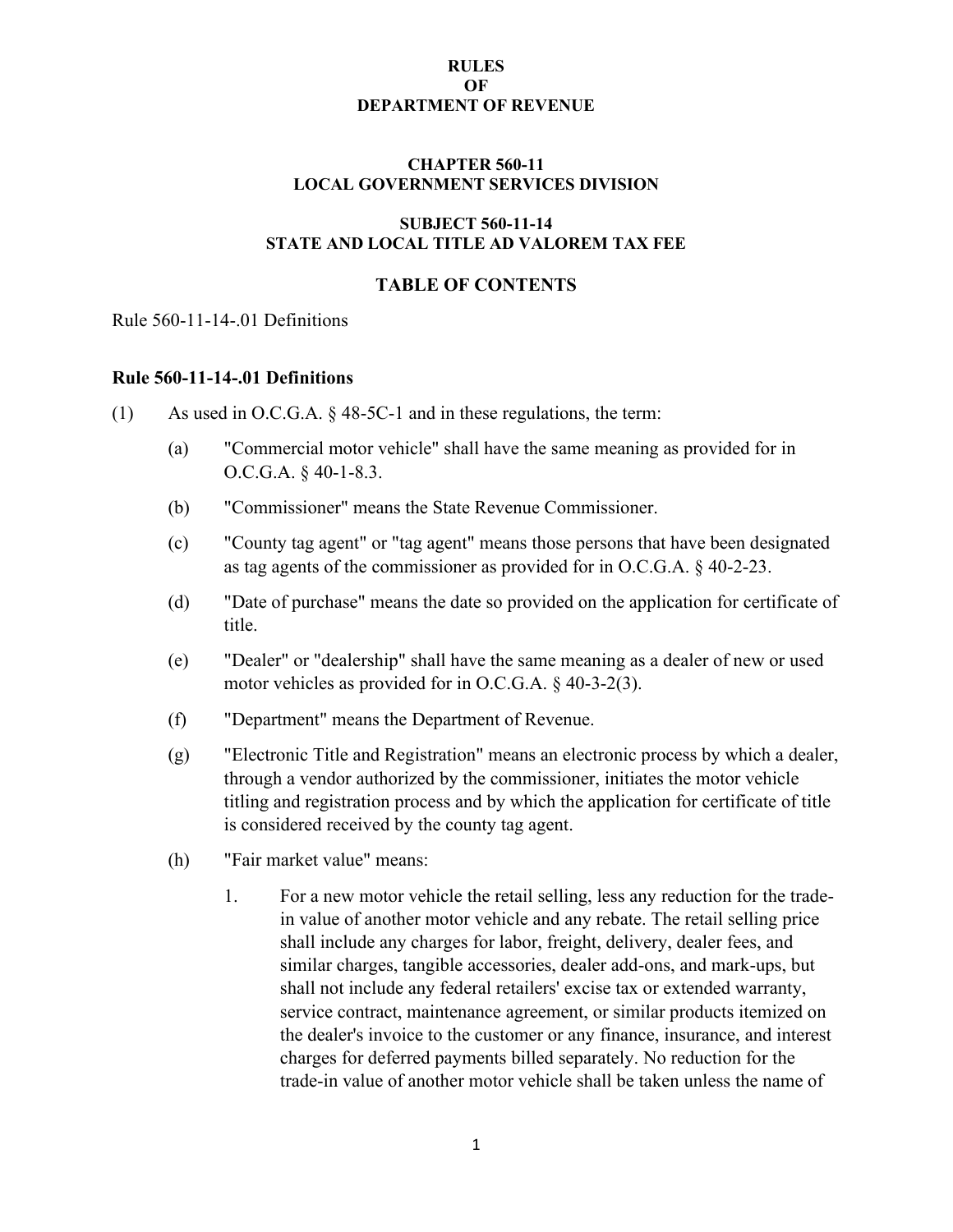**RULES**
**OF**
**DEPARTMENT OF REVENUE**

**CHAPTER 560-11**
**LOCAL GOVERNMENT SERVICES DIVISION**

**SUBJECT 560-11-14**
**STATE AND LOCAL TITLE AD VALOREM TAX FEE**

## TABLE OF CONTENTS

Rule 560-11-14-.01 Definitions

### Rule 560-11-14-.01 Definitions

(1) As used in O.C.G.A. § 48-5C-1 and in these regulations, the term:

(a) "Commercial motor vehicle" shall have the same meaning as provided for in O.C.G.A. § 40-1-8.3.

(b) "Commissioner" means the State Revenue Commissioner.

(c) "County tag agent" or "tag agent" means those persons that have been designated as tag agents of the commissioner as provided for in O.C.G.A. § 40-2-23.

(d) "Date of purchase" means the date so provided on the application for certificate of title.

(e) "Dealer" or "dealership" shall have the same meaning as a dealer of new or used motor vehicles as provided for in O.C.G.A. § 40-3-2(3).

(f) "Department" means the Department of Revenue.

(g) "Electronic Title and Registration" means an electronic process by which a dealer, through a vendor authorized by the commissioner, initiates the motor vehicle titling and registration process and by which the application for certificate of title is considered received by the county tag agent.

(h) "Fair market value" means:

1. For a new motor vehicle the retail selling, less any reduction for the trade-in value of another motor vehicle and any rebate. The retail selling price shall include any charges for labor, freight, delivery, dealer fees, and similar charges, tangible accessories, dealer add-ons, and mark-ups, but shall not include any federal retailers' excise tax or extended warranty, service contract, maintenance agreement, or similar products itemized on the dealer's invoice to the customer or any finance, insurance, and interest charges for deferred payments billed separately. No reduction for the trade-in value of another motor vehicle shall be taken unless the name of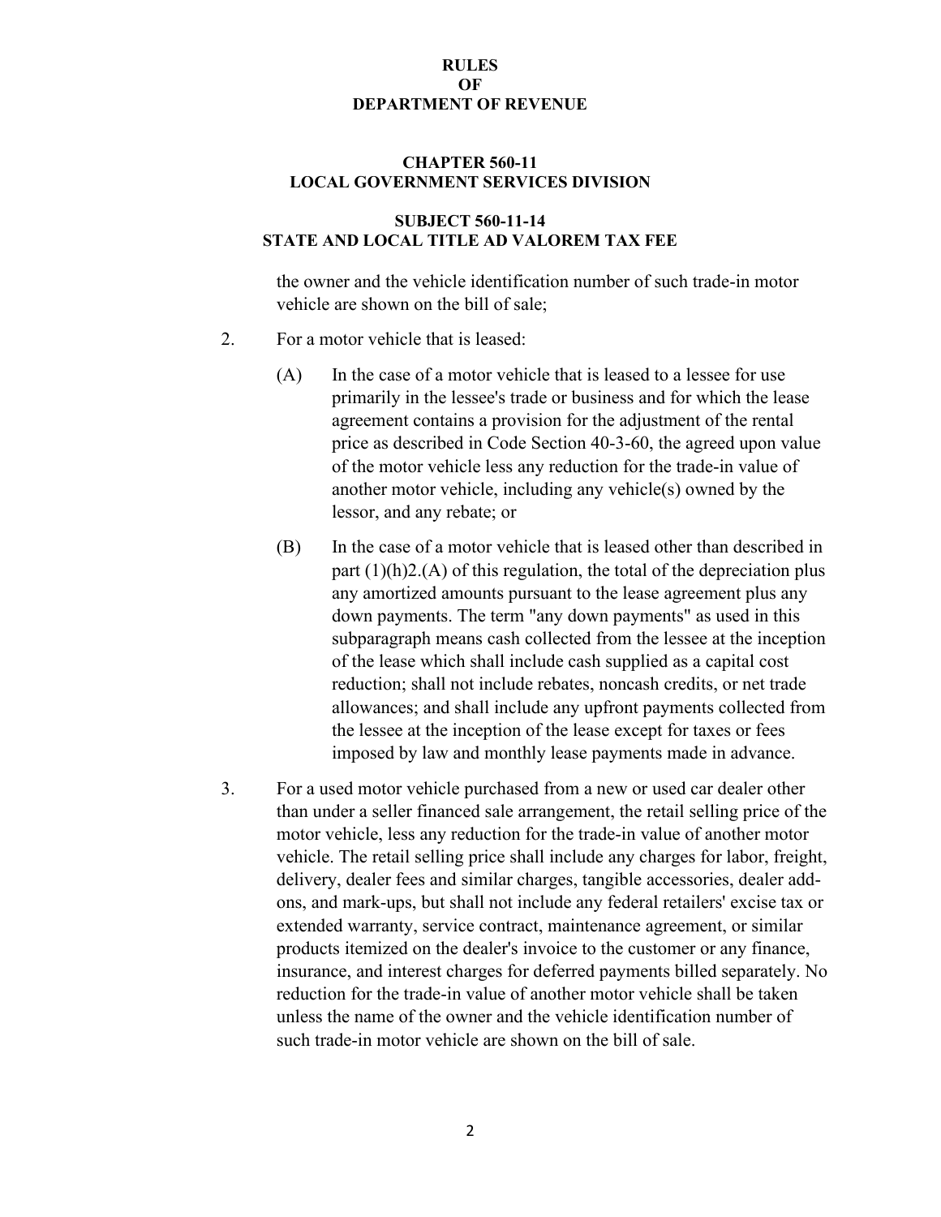the owner and the vehicle identification number of such trade-in motor vehicle are shown on the bill of sale;

2. For a motor vehicle that is leased:

   (A) In the case of a motor vehicle that is leased to a lessee for use primarily in the lessee's trade or business and for which the lease agreement contains a provision for the adjustment of the rental price as described in Code Section 40-3-60, the agreed upon value of the motor vehicle less any reduction for the trade-in value of another motor vehicle, including any vehicle(s) owned by the lessor, and any rebate; or

   (B) In the case of a motor vehicle that is leased other than described in part (1)(h)2.(A) of this regulation, the total of the depreciation plus any amortized amounts pursuant to the lease agreement plus any down payments. The term "any down payments" as used in this subparagraph means cash collected from the lessee at the inception of the lease which shall include cash supplied as a capital cost reduction; shall not include rebates, noncash credits, or net trade allowances; and shall include any upfront payments collected from the lessee at the inception of the lease except for taxes or fees imposed by law and monthly lease payments made in advance.

3. For a used motor vehicle purchased from a new or used car dealer other than under a seller financed sale arrangement, the retail selling price of the motor vehicle, less any reduction for the trade-in value of another motor vehicle. The retail selling price shall include any charges for labor, freight, delivery, dealer fees and similar charges, tangible accessories, dealer add-ons, and mark-ups, but shall not include any federal retailers' excise tax or extended warranty, service contract, maintenance agreement, or similar products itemized on the dealer's invoice to the customer or any finance, insurance, and interest charges for deferred payments billed separately. No reduction for the trade-in value of another motor vehicle shall be taken unless the name of the owner and the vehicle identification number of such trade-in motor vehicle are shown on the bill of sale.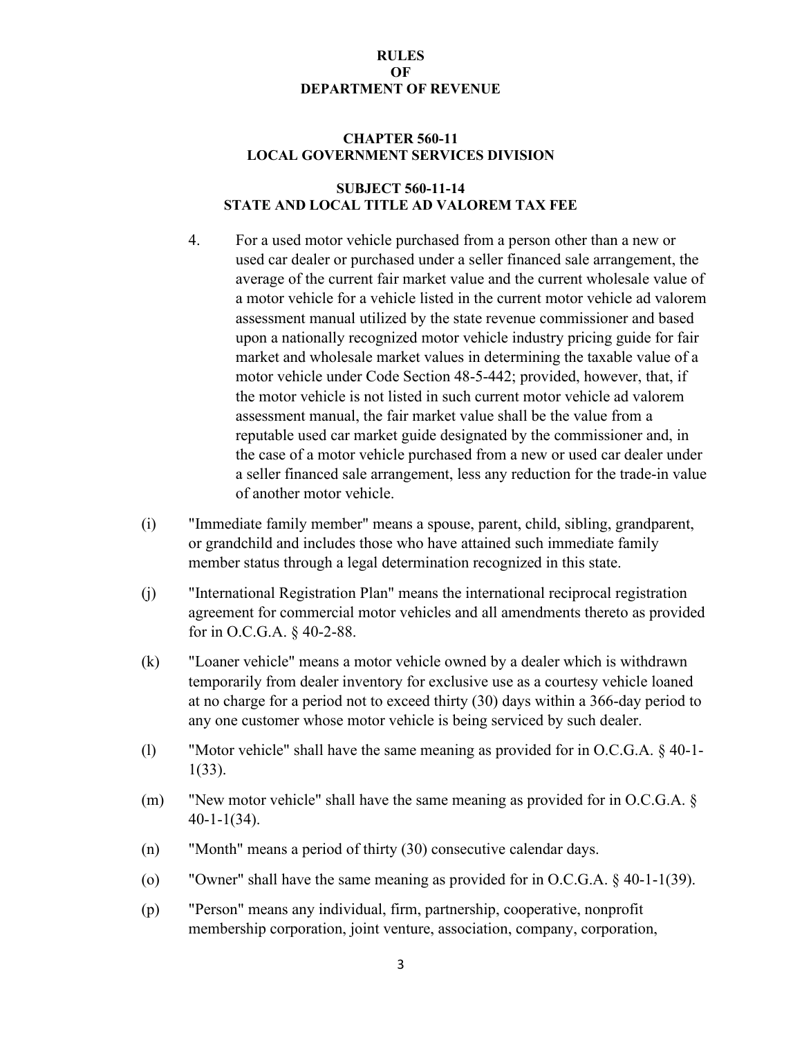4. For a used motor vehicle purchased from a person other than a new or used car dealer or purchased under a seller financed sale arrangement, the average of the current fair market value and the current wholesale value of a motor vehicle for a vehicle listed in the current motor vehicle ad valorem assessment manual utilized by the state revenue commissioner and based upon a nationally recognized motor vehicle industry pricing guide for fair market and wholesale market values in determining the taxable value of a motor vehicle under Code Section 48-5-442; provided, however, that, if the motor vehicle is not listed in such current motor vehicle ad valorem assessment manual, the fair market value shall be the value from a reputable used car market guide designated by the commissioner and, in the case of a motor vehicle purchased from a new or used car dealer under a seller financed sale arrangement, less any reduction for the trade-in value of another motor vehicle.

(i) "Immediate family member" means a spouse, parent, child, sibling, grandparent, or grandchild and includes those who have attained such immediate family member status through a legal determination recognized in this state.

(j) "International Registration Plan" means the international reciprocal registration agreement for commercial motor vehicles and all amendments thereto as provided for in O.C.G.A. § 40-2-88.

(k) "Loaner vehicle" means a motor vehicle owned by a dealer which is withdrawn temporarily from dealer inventory for exclusive use as a courtesy vehicle loaned at no charge for a period not to exceed thirty (30) days within a 366-day period to any one customer whose motor vehicle is being serviced by such dealer.

(l) "Motor vehicle" shall have the same meaning as provided for in O.C.G.A. § 40-1-1(33).

(m) "New motor vehicle" shall have the same meaning as provided for in O.C.G.A. § 40-1-1(34).

(n) "Month" means a period of thirty (30) consecutive calendar days.

(o) "Owner" shall have the same meaning as provided for in O.C.G.A. § 40-1-1(39).

(p) "Person" means any individual, firm, partnership, cooperative, nonprofit membership corporation, joint venture, association, company, corporation,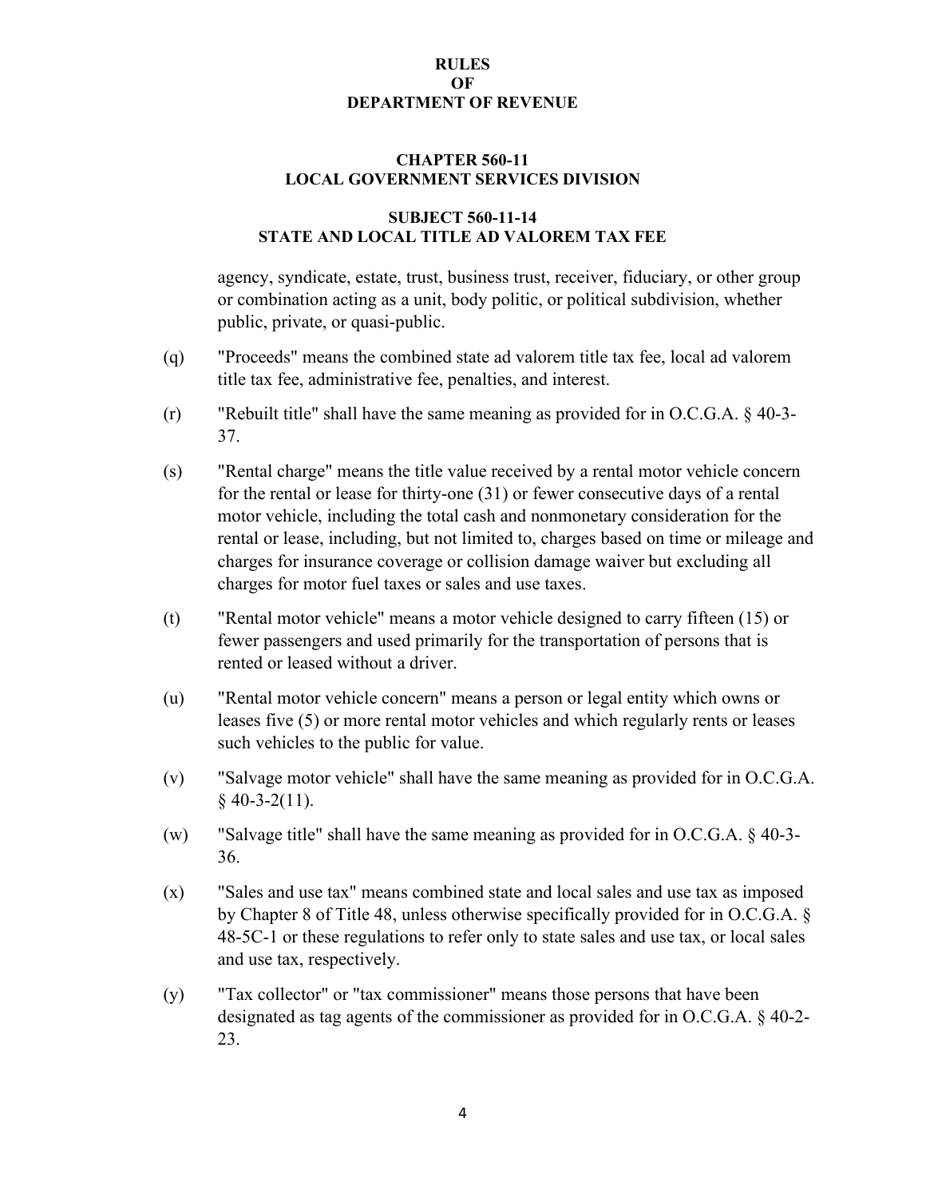agency, syndicate, estate, trust, business trust, receiver, fiduciary, or other group or combination acting as a unit, body politic, or political subdivision, whether public, private, or quasi-public.

(q) "Proceeds" means the combined state ad valorem title tax fee, local ad valorem title tax fee, administrative fee, penalties, and interest.

(r) "Rebuilt title" shall have the same meaning as provided for in O.C.G.A. § 40-3-37.

(s) "Rental charge" means the title value received by a rental motor vehicle concern for the rental or lease for thirty-one (31) or fewer consecutive days of a rental motor vehicle, including the total cash and nonmonetary consideration for the rental or lease, including, but not limited to, charges based on time or mileage and charges for insurance coverage or collision damage waiver but excluding all charges for motor fuel taxes or sales and use taxes.

(t) "Rental motor vehicle" means a motor vehicle designed to carry fifteen (15) or fewer passengers and used primarily for the transportation of persons that is rented or leased without a driver.

(u) "Rental motor vehicle concern" means a person or legal entity which owns or leases five (5) or more rental motor vehicles and which regularly rents or leases such vehicles to the public for value.

(v) "Salvage motor vehicle" shall have the same meaning as provided for in O.C.G.A. § 40-3-2(11).

(w) "Salvage title" shall have the same meaning as provided for in O.C.G.A. § 40-3-36.

(x) "Sales and use tax" means combined state and local sales and use tax as imposed by Chapter 8 of Title 48, unless otherwise specifically provided for in O.C.G.A. § 48-5C-1 or these regulations to refer only to state sales and use tax, or local sales and use tax, respectively.

(y) "Tax collector" or "tax commissioner" means those persons that have been designated as tag agents of the commissioner as provided for in O.C.G.A. § 40-2-23.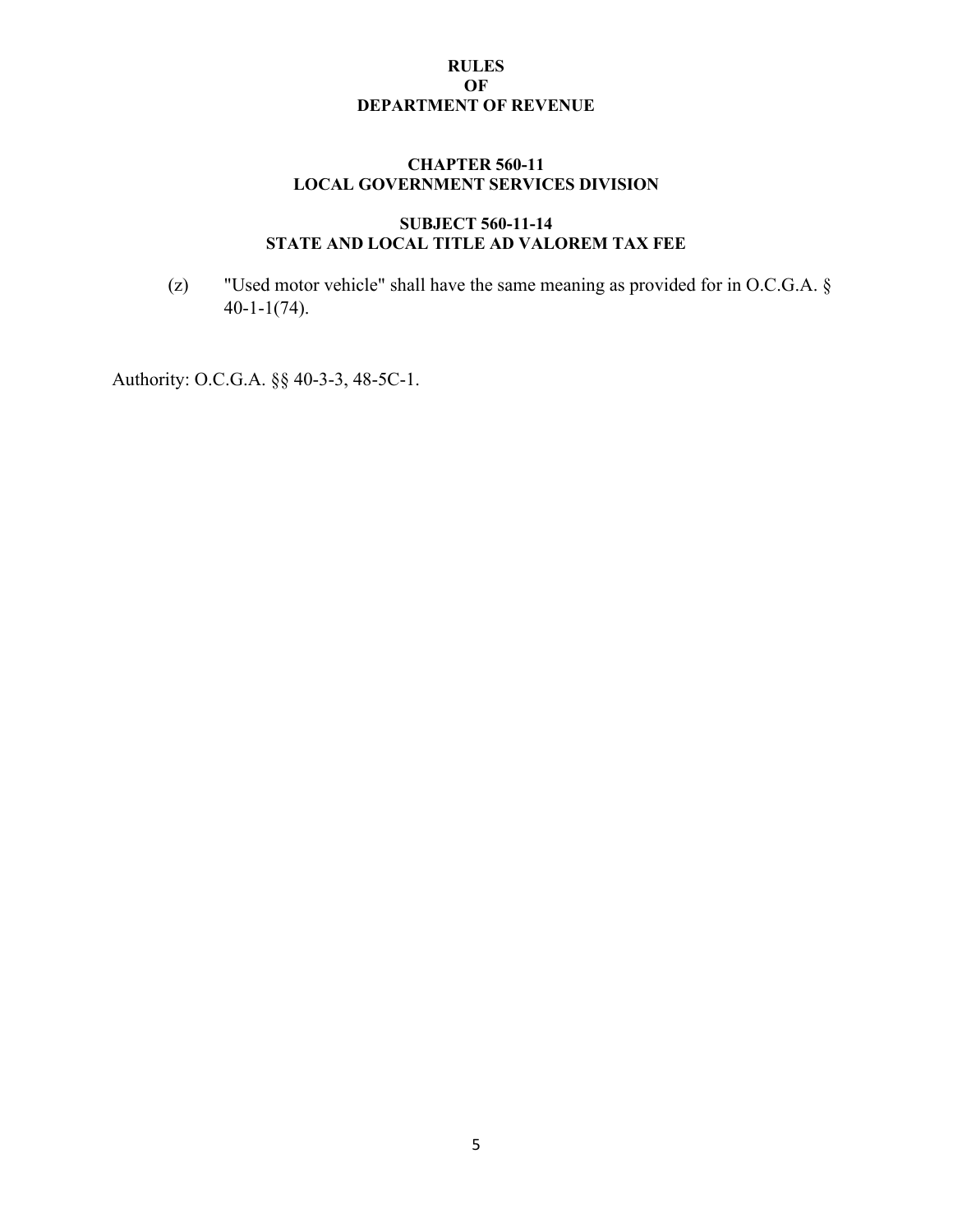(z) "Used motor vehicle" shall have the same meaning as provided for in O.C.G.A. § 40-1-1(74).

Authority: O.C.G.A. §§ 40-3-3, 48-5C-1.